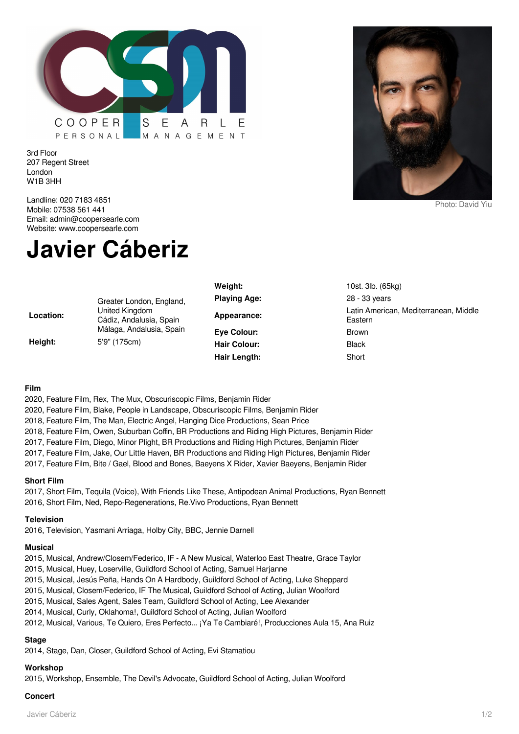COOPER SEARLE PERSONAL MANAGEMENT

3rd Floor
207 Regent Street
London
W1B 3HH

Landline: 020 7183 4851
Mobile: 07538 561 441
Email: admin@coopersearle.com
Website: www.coopersearle.com

Photo: David Yiu

# Javier Cáberiz

| | | | |
|---|---|---|---|
| | | **Weight:** | 10st. 3lb. (65kg) |
| **Location:** | Greater London, England, United Kingdom<br>Cádiz, Andalusia, Spain<br>Málaga, Andalusia, Spain | **Playing Age:** | 28 - 33 years |
| | | **Appearance:** | Latin American, Mediterranean, Middle Eastern |
| **Height:** | 5'9" (175cm) | **Eye Colour:** | Brown |
| | | **Hair Colour:** | Black |
| | | **Hair Length:** | Short |

**Film**
2020, Feature Film, Rex, The Mux, Obscuriscopic Films, Benjamin Rider
2020, Feature Film, Blake, People in Landscape, Obscuriscopic Films, Benjamin Rider
2018, Feature Film, The Man, Electric Angel, Hanging Dice Productions, Sean Price
2018, Feature Film, Owen, Suburban Coffin, BR Productions and Riding High Pictures, Benjamin Rider
2017, Feature Film, Diego, Minor Plight, BR Productions and Riding High Pictures, Benjamin Rider
2017, Feature Film, Jake, Our Little Haven, BR Productions and Riding High Pictures, Benjamin Rider
2017, Feature Film, Bite / Gael, Blood and Bones, Baeyens X Rider, Xavier Baeyens, Benjamin Rider

**Short Film**
2017, Short Film, Tequila (Voice), With Friends Like These, Antipodean Animal Productions, Ryan Bennett
2016, Short Film, Ned, Repo-Regenerations, Re.Vivo Productions, Ryan Bennett

**Television**
2016, Television, Yasmani Arriaga, Holby City, BBC, Jennie Darnell

**Musical**
2015, Musical, Andrew/Closem/Federico, IF - A New Musical, Waterloo East Theatre, Grace Taylor
2015, Musical, Huey, Loserville, Guildford School of Acting, Samuel Harjanne
2015, Musical, Jesús Peña, Hands On A Hardbody, Guildford School of Acting, Luke Sheppard
2015, Musical, Closem/Federico, IF The Musical, Guildford School of Acting, Julian Woolford
2015, Musical, Sales Agent, Sales Team, Guildford School of Acting, Lee Alexander
2014, Musical, Curly, Oklahoma!, Guildford School of Acting, Julian Woolford
2012, Musical, Various, Te Quiero, Eres Perfecto... ¡Ya Te Cambiaré!, Producciones Aula 15, Ana Ruiz

**Stage**
2014, Stage, Dan, Closer, Guildford School of Acting, Evi Stamatiou

**Workshop**
2015, Workshop, Ensemble, The Devil's Advocate, Guildford School of Acting, Julian Woolford

**Concert**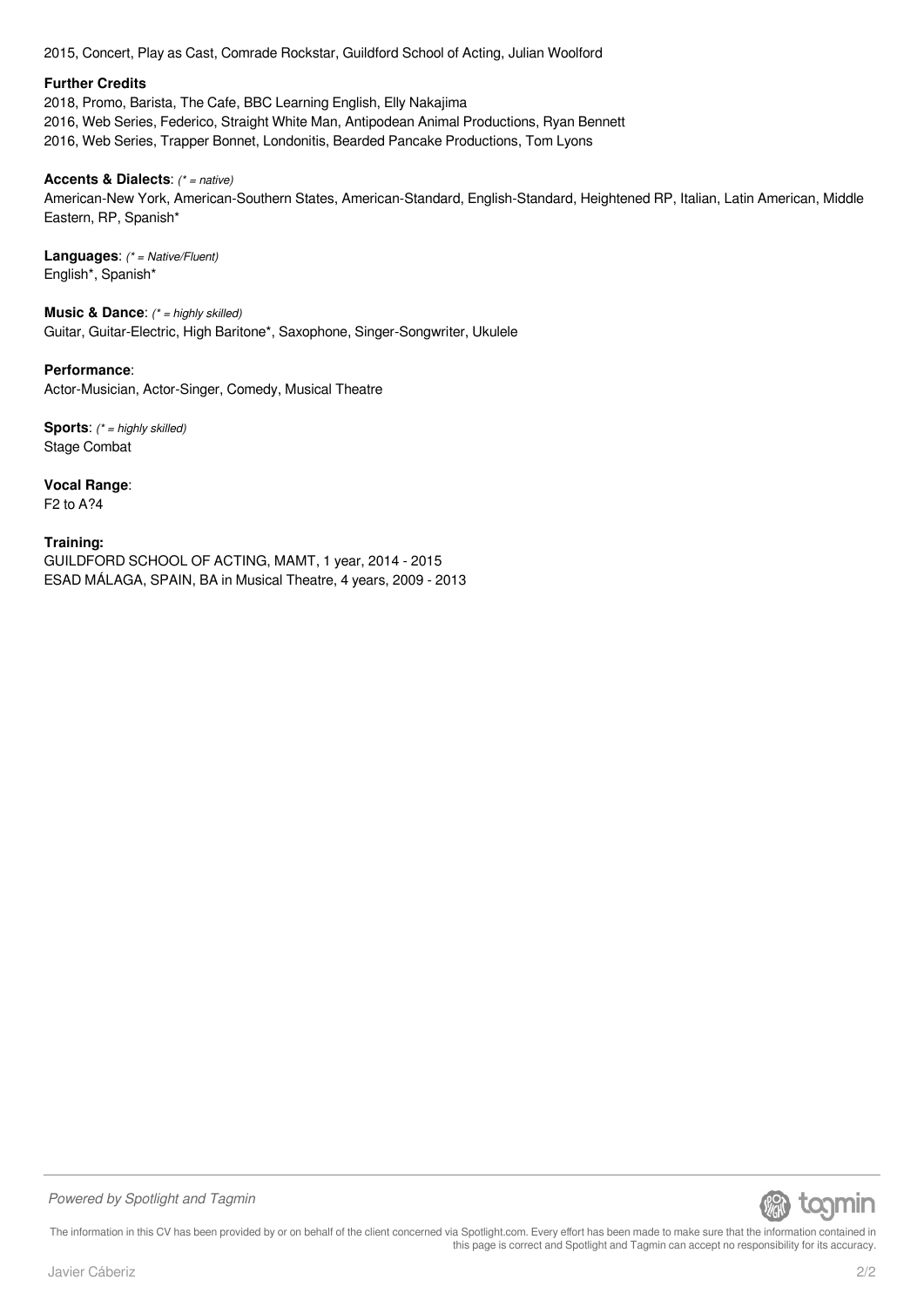2015, Concert, Play as Cast, Comrade Rockstar, Guildford School of Acting, Julian Woolford

**Further Credits**
2018, Promo, Barista, The Cafe, BBC Learning English, Elly Nakajima
2016, Web Series, Federico, Straight White Man, Antipodean Animal Productions, Ryan Bennett
2016, Web Series, Trapper Bonnet, Londonitis, Bearded Pancake Productions, Tom Lyons

**Accents & Dialects**: *(* = native)*
American-New York, American-Southern States, American-Standard, English-Standard, Heightened RP, Italian, Latin American, Middle Eastern, RP, Spanish*

**Languages**: *(* = Native/Fluent)*
English*, Spanish*

**Music & Dance**: *(* = highly skilled)*
Guitar, Guitar-Electric, High Baritone*, Saxophone, Singer-Songwriter, Ukulele

**Performance**:
Actor-Musician, Actor-Singer, Comedy, Musical Theatre

**Sports**: *(* = highly skilled)*
Stage Combat

**Vocal Range**:
F2 to A?4

**Training:**
GUILDFORD SCHOOL OF ACTING, MAMT, 1 year, 2014 - 2015
ESAD MÁLAGA, SPAIN, BA in Musical Theatre, 4 years, 2009 - 2013

*Powered by Spotlight and Tagmin*

The information in this CV has been provided by or on behalf of the client concerned via Spotlight.com. Every effort has been made to make sure that the information contained in this page is correct and Spotlight and Tagmin can accept no responsibility for its accuracy.